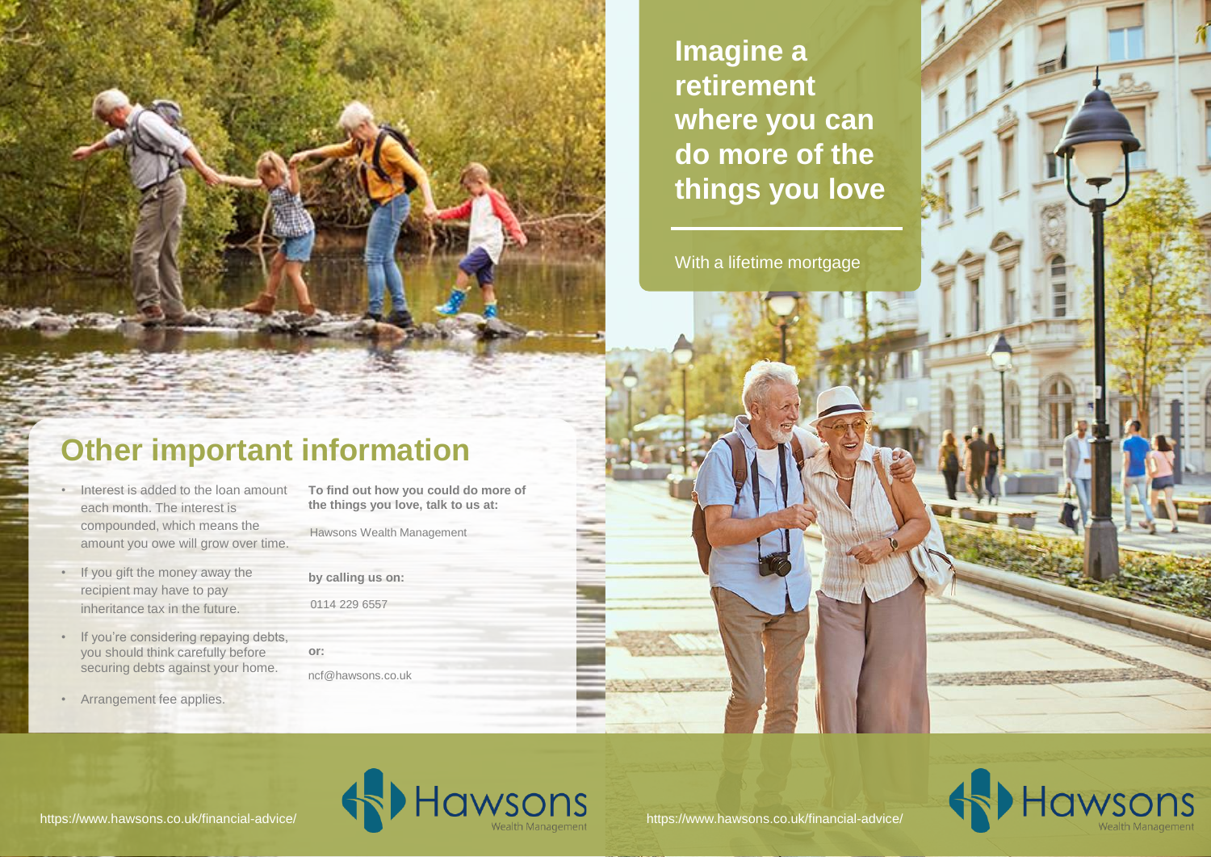# Imagine a retirement where you can do more of the things you love

With a lifetime mortgage

## Other important information

- Interest is added to the loan amount each month. The interest is compounded, which means the amount you owe will grow over time.
- If you gift the money away the recipient may have to pay inheritance tax in the future.
- If you're considering repaying debts, you should think carefully before securing debts against your home.
- Arrangement fee applies.

**To find out how you could do more of the things you love, talk to us at:**

Hawsons Wealth Management

**by calling us on:**

0114 229 6557

**or:**

ncf@hawsons.co.uk

https://www.hawsons.co.uk/financial-advice/

Hawsons Wealth Management

https://www.hawsons.co.uk/financial-advice/

Hawsons Wealth Management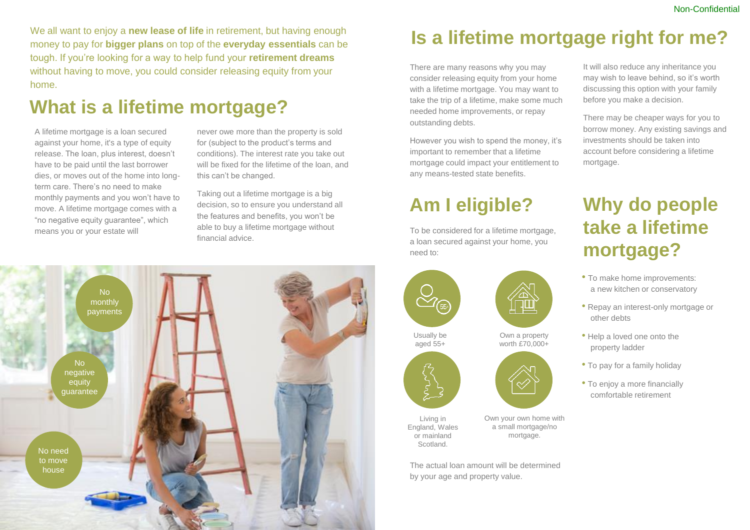We all want to enjoy a **new lease of life** in retirement, but having enough money to pay for **bigger plans** on top of the **everyday essentials** can be tough. If you're looking for a way to help fund your **retirement dreams** without having to move, you could consider releasing equity from your home.

## What is a lifetime mortgage?

A lifetime mortgage is a loan secured against your home, it's a type of equity release. The loan, plus interest, doesn't have to be paid until the last borrower dies, or moves out of the home into long-term care. There's no need to make monthly payments and you won't have to move. A lifetime mortgage comes with a "no negative equity guarantee", which means you or your estate will never owe more than the property is sold for (subject to the product's terms and conditions). The interest rate you take out will be fixed for the lifetime of the loan, and this can't be changed.

Taking out a lifetime mortgage is a big decision, so to ensure you understand all the features and benefits, you won't be able to buy a lifetime mortgage without financial advice.

No monthly payments

No negative equity guarantee

No need to move house

## Is a lifetime mortgage right for me?

There are many reasons why you may consider releasing equity from your home with a lifetime mortgage. You may want to take the trip of a lifetime, make some much needed home improvements, or repay outstanding debts.

However you wish to spend the money, it's important to remember that a lifetime mortgage could impact your entitlement to any means-tested state benefits.

It will also reduce any inheritance you may wish to leave behind, so it's worth discussing this option with your family before you make a decision.

There may be cheaper ways for you to borrow money. Any existing savings and investments should be taken into account before considering a lifetime mortgage.

## Am I eligible?

To be considered for a lifetime mortgage, a loan secured against your home, you need to:

- Usually be aged 55+
- Own a property worth £70,000+
- Living in England, Wales or mainland Scotland.
- Own your own home with a small mortgage/no mortgage.

The actual loan amount will be determined by your age and property value.

## Why do people take a lifetime mortgage?

- To make home improvements: a new kitchen or conservatory
- Repay an interest-only mortgage or other debts
- Help a loved one onto the property ladder
- To pay for a family holiday
- To enjoy a more financially comfortable retirement